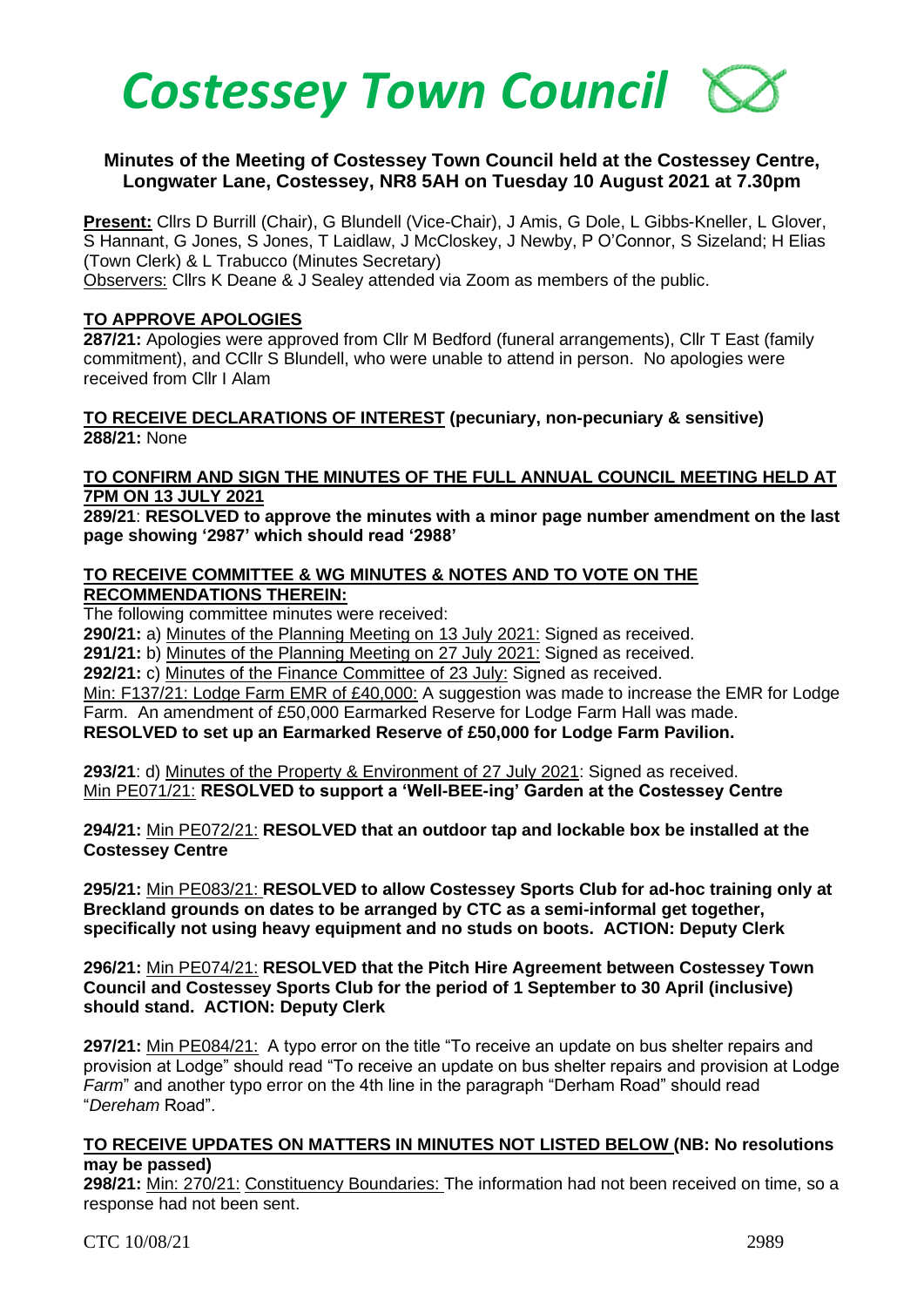# Costessey Town Council

**Minutes of the Meeting of Costessey Town Council held at the Costessey Centre, Longwater Lane, Costessey, NR8 5AH on Tuesday 10 August 2021 at 7.30pm**

**Present:** Cllrs D Burrill (Chair), G Blundell (Vice-Chair), J Amis, G Dole, L Gibbs-Kneller, L Glover, S Hannant, G Jones, S Jones, T Laidlaw, J McCloskey, J Newby, P O'Connor, S Sizeland; H Elias (Town Clerk) & L Trabucco (Minutes Secretary)

Observers: Cllrs K Deane & J Sealey attended via Zoom as members of the public.

**TO APPROVE APOLOGIES**

**287/21:** Apologies were approved from Cllr M Bedford (funeral arrangements), Cllr T East (family commitment), and CCllr S Blundell, who were unable to attend in person. No apologies were received from Cllr I Alam

**TO RECEIVE DECLARATIONS OF INTEREST (pecuniary, non-pecuniary & sensitive)**

**288/21:** None

**TO CONFIRM AND SIGN THE MINUTES OF THE FULL ANNUAL COUNCIL MEETING HELD AT 7PM ON 13 JULY 2021**

**289/21**: **RESOLVED to approve the minutes with a minor page number amendment on the last page showing '2987' which should read '2988'**

**TO RECEIVE COMMITTEE & WG MINUTES & NOTES AND TO VOTE ON THE RECOMMENDATIONS THEREIN:**

The following committee minutes were received:

**290/21:** a) Minutes of the Planning Meeting on 13 July 2021: Signed as received.

**291/21:** b) Minutes of the Planning Meeting on 27 July 2021: Signed as received.

**292/21:** c) Minutes of the Finance Committee of 23 July: Signed as received.

Min: F137/21: Lodge Farm EMR of £40,000: A suggestion was made to increase the EMR for Lodge Farm. An amendment of £50,000 Earmarked Reserve for Lodge Farm Hall was made.

**RESOLVED to set up an Earmarked Reserve of £50,000 for Lodge Farm Pavilion.**

**293/21**: d) Minutes of the Property & Environment of 27 July 2021: Signed as received.

Min PE071/21: **RESOLVED to support a 'Well-BEE-ing' Garden at the Costessey Centre**

**294/21:** Min PE072/21: **RESOLVED that an outdoor tap and lockable box be installed at the Costessey Centre**

**295/21:** Min PE083/21: **RESOLVED to allow Costessey Sports Club for ad-hoc training only at Breckland grounds on dates to be arranged by CTC as a semi-informal get together, specifically not using heavy equipment and no studs on boots. ACTION: Deputy Clerk**

**296/21:** Min PE074/21: **RESOLVED that the Pitch Hire Agreement between Costessey Town Council and Costessey Sports Club for the period of 1 September to 30 April (inclusive) should stand. ACTION: Deputy Clerk**

**297/21:** Min PE084/21: A typo error on the title "To receive an update on bus shelter repairs and provision at Lodge" should read "To receive an update on bus shelter repairs and provision at Lodge *Farm*" and another typo error on the 4th line in the paragraph "Derham Road" should read "*Dereham* Road".

**TO RECEIVE UPDATES ON MATTERS IN MINUTES NOT LISTED BELOW (NB: No resolutions may be passed)**

**298/21:** Min: 270/21: Constituency Boundaries: The information had not been received on time, so a response had not been sent.

CTC 10/08/21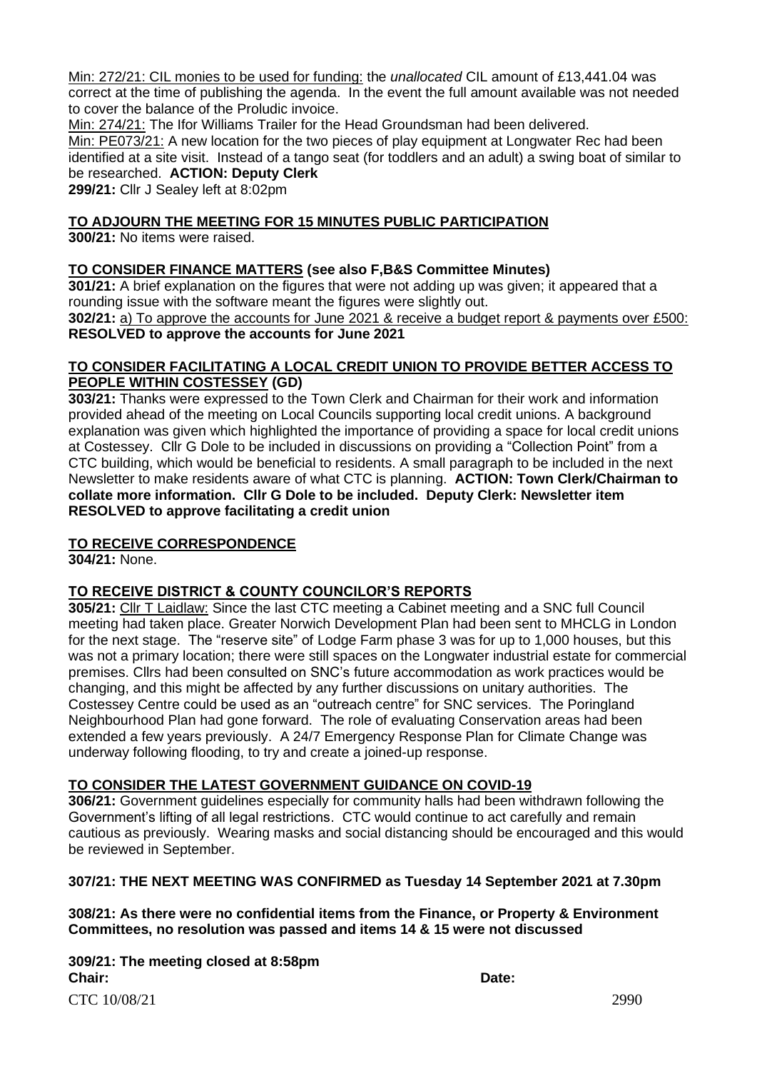Min: 272/21: CIL monies to be used for funding: the *unallocated* CIL amount of £13,441.04 was correct at the time of publishing the agenda. In the event the full amount available was not needed to cover the balance of the Proludic invoice.

Min: 274/21: The Ifor Williams Trailer for the Head Groundsman had been delivered.

Min: PE073/21: A new location for the two pieces of play equipment at Longwater Rec had been identified at a site visit. Instead of a tango seat (for toddlers and an adult) a swing boat of similar to be researched. **ACTION: Deputy Clerk**

**299/21:** Cllr J Sealey left at 8:02pm

## TO ADJOURN THE MEETING FOR 15 MINUTES PUBLIC PARTICIPATION

**300/21:** No items were raised.

## TO CONSIDER FINANCE MATTERS (see also F,B&S Committee Minutes)

**301/21:** A brief explanation on the figures that were not adding up was given; it appeared that a rounding issue with the software meant the figures were slightly out.

**302/21:** a) To approve the accounts for June 2021 & receive a budget report & payments over £500: **RESOLVED to approve the accounts for June 2021**

## TO CONSIDER FACILITATING A LOCAL CREDIT UNION TO PROVIDE BETTER ACCESS TO PEOPLE WITHIN COSTESSEY (GD)

**303/21:** Thanks were expressed to the Town Clerk and Chairman for their work and information provided ahead of the meeting on Local Councils supporting local credit unions. A background explanation was given which highlighted the importance of providing a space for local credit unions at Costessey. Cllr G Dole to be included in discussions on providing a "Collection Point" from a CTC building, which would be beneficial to residents. A small paragraph to be included in the next Newsletter to make residents aware of what CTC is planning. **ACTION: Town Clerk/Chairman to collate more information. Cllr G Dole to be included. Deputy Clerk: Newsletter item RESOLVED to approve facilitating a credit union**

## TO RECEIVE CORRESPONDENCE

**304/21:** None.

## TO RECEIVE DISTRICT & COUNTY COUNCILOR'S REPORTS

**305/21:** Cllr T Laidlaw: Since the last CTC meeting a Cabinet meeting and a SNC full Council meeting had taken place. Greater Norwich Development Plan had been sent to MHCLG in London for the next stage. The "reserve site" of Lodge Farm phase 3 was for up to 1,000 houses, but this was not a primary location; there were still spaces on the Longwater industrial estate for commercial premises. Cllrs had been consulted on SNC's future accommodation as work practices would be changing, and this might be affected by any further discussions on unitary authorities. The Costessey Centre could be used as an "outreach centre" for SNC services. The Poringland Neighbourhood Plan had gone forward. The role of evaluating Conservation areas had been extended a few years previously. A 24/7 Emergency Response Plan for Climate Change was underway following flooding, to try and create a joined-up response.

## TO CONSIDER THE LATEST GOVERNMENT GUIDANCE ON COVID-19

**306/21:** Government guidelines especially for community halls had been withdrawn following the Government's lifting of all legal restrictions. CTC would continue to act carefully and remain cautious as previously. Wearing masks and social distancing should be encouraged and this would be reviewed in September.

**307/21: THE NEXT MEETING WAS CONFIRMED as Tuesday 14 September 2021 at 7.30pm**

**308/21: As there were no confidential items from the Finance, or Property & Environment Committees, no resolution was passed and items 14 & 15 were not discussed**

**309/21: The meeting closed at 8:58pm**

**Chair:** **Date:**